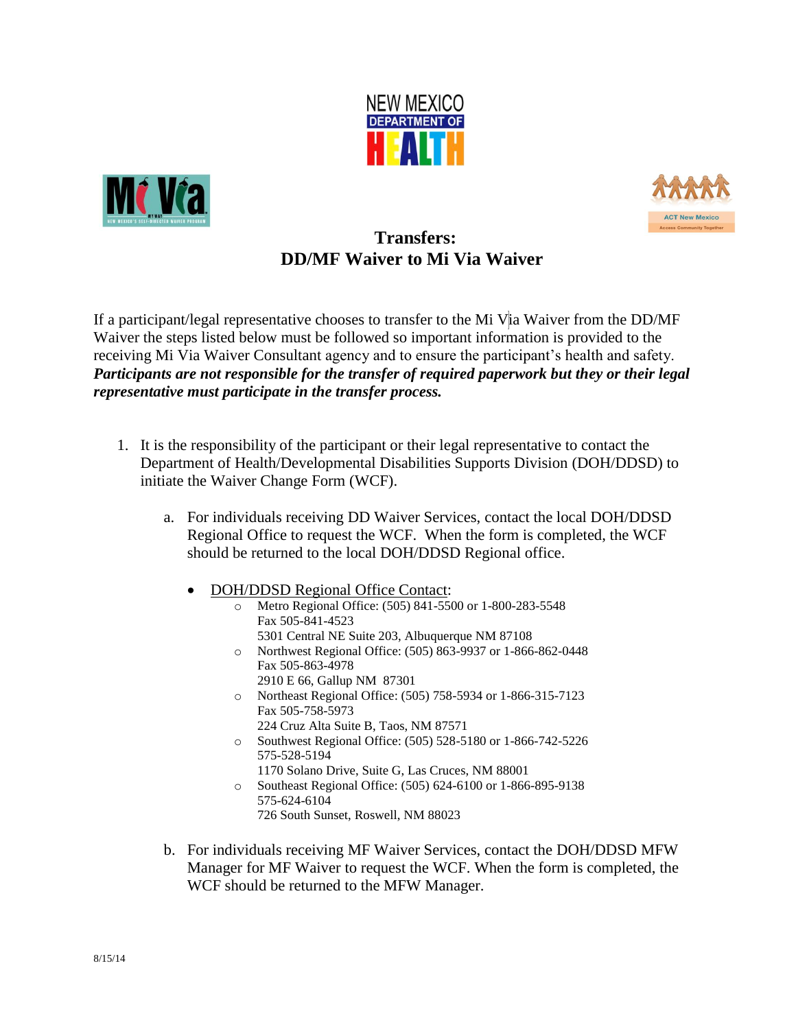NEW MEXICO DEPARTMENT OF HEALTH

# Transfers: DD/MF Waiver to Mi Via Waiver

If a participant/legal representative chooses to transfer to the Mi Via Waiver from the DD/MF Waiver the steps listed below must be followed so important information is provided to the receiving Mi Via Waiver Consultant agency and to ensure the participant's health and safety. ***Participants are not responsible for the transfer of required paperwork but they or their legal representative must participate in the transfer process.***

1. It is the responsibility of the participant or their legal representative to contact the Department of Health/Developmental Disabilities Supports Division (DOH/DDSD) to initiate the Waiver Change Form (WCF).

   a. For individuals receiving DD Waiver Services, contact the local DOH/DDSD Regional Office to request the WCF. When the form is completed, the WCF should be returned to the local DOH/DDSD Regional office.

      - DOH/DDSD Regional Office Contact:
        - Metro Regional Office: (505) 841-5500 or 1-800-283-5548
          Fax 505-841-4523
          5301 Central NE Suite 203, Albuquerque NM 87108
        - Northwest Regional Office: (505) 863-9937 or 1-866-862-0448
          Fax 505-863-4978
          2910 E 66, Gallup NM 87301
        - Northeast Regional Office: (505) 758-5934 or 1-866-315-7123
          Fax 505-758-5973
          224 Cruz Alta Suite B, Taos, NM 87571
        - Southwest Regional Office: (505) 528-5180 or 1-866-742-5226
          575-528-5194
          1170 Solano Drive, Suite G, Las Cruces, NM 88001
        - Southeast Regional Office: (505) 624-6100 or 1-866-895-9138
          575-624-6104
          726 South Sunset, Roswell, NM 88023

   b. For individuals receiving MF Waiver Services, contact the DOH/DDSD MFW Manager for MF Waiver to request the WCF. When the form is completed, the WCF should be returned to the MFW Manager.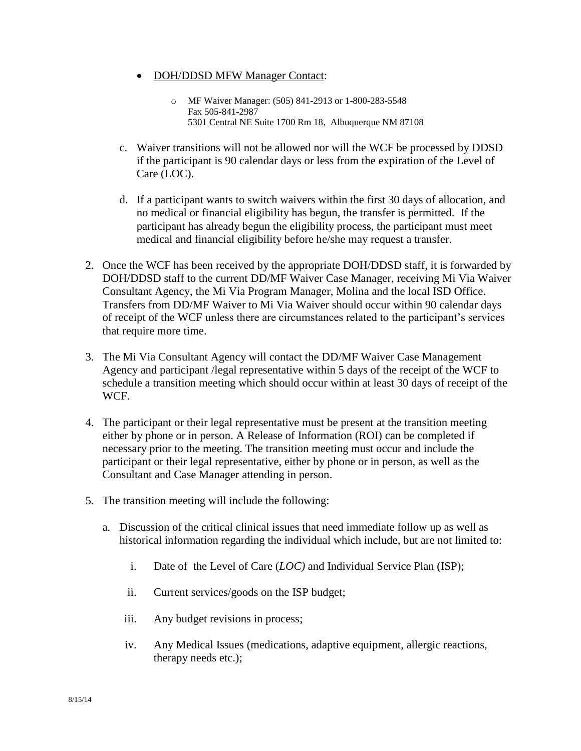- <u>DOH/DDSD MFW Manager Contact</u>:

    - MF Waiver Manager: (505) 841-2913 or 1-800-283-5548
      Fax 505-841-2987
      5301 Central NE Suite 1700 Rm 18, Albuquerque NM 87108

c. Waiver transitions will not be allowed nor will the WCF be processed by DDSD if the participant is 90 calendar days or less from the expiration of the Level of Care (LOC).

d. If a participant wants to switch waivers within the first 30 days of allocation, and no medical or financial eligibility has begun, the transfer is permitted. If the participant has already begun the eligibility process, the participant must meet medical and financial eligibility before he/she may request a transfer.

2. Once the WCF has been received by the appropriate DOH/DDSD staff, it is forwarded by DOH/DDSD staff to the current DD/MF Waiver Case Manager, receiving Mi Via Waiver Consultant Agency, the Mi Via Program Manager, Molina and the local ISD Office. Transfers from DD/MF Waiver to Mi Via Waiver should occur within 90 calendar days of receipt of the WCF unless there are circumstances related to the participant's services that require more time.

3. The Mi Via Consultant Agency will contact the DD/MF Waiver Case Management Agency and participant /legal representative within 5 days of the receipt of the WCF to schedule a transition meeting which should occur within at least 30 days of receipt of the WCF.

4. The participant or their legal representative must be present at the transition meeting either by phone or in person. A Release of Information (ROI) can be completed if necessary prior to the meeting. The transition meeting must occur and include the participant or their legal representative, either by phone or in person, as well as the Consultant and Case Manager attending in person.

5. The transition meeting will include the following:

    a. Discussion of the critical clinical issues that need immediate follow up as well as historical information regarding the individual which include, but are not limited to:

        i. Date of the Level of Care (*LOC)* and Individual Service Plan (ISP);

        ii. Current services/goods on the ISP budget;

        iii. Any budget revisions in process;

        iv. Any Medical Issues (medications, adaptive equipment, allergic reactions, therapy needs etc.);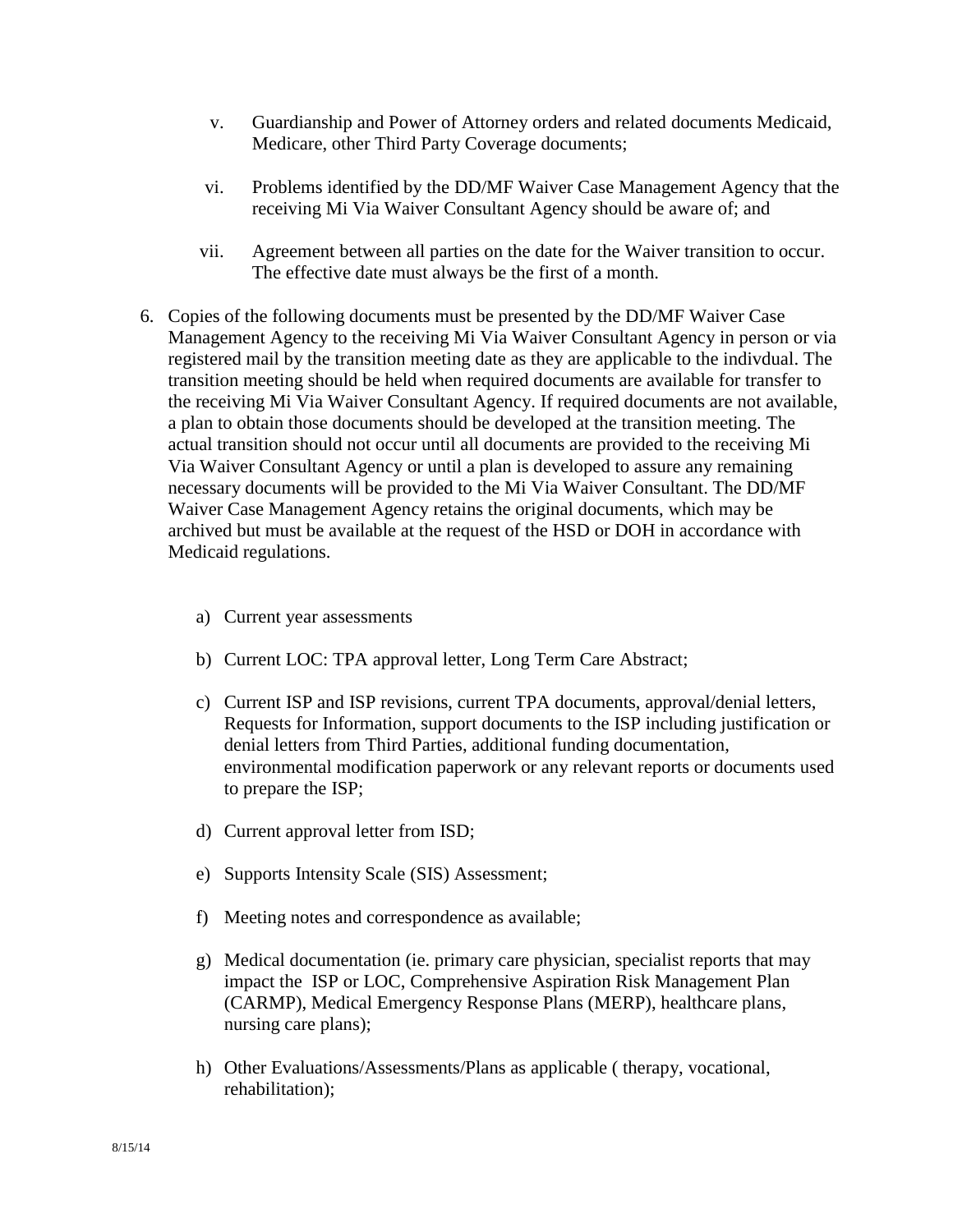v. Guardianship and Power of Attorney orders and related documents Medicaid, Medicare, other Third Party Coverage documents;

vi. Problems identified by the DD/MF Waiver Case Management Agency that the receiving Mi Via Waiver Consultant Agency should be aware of; and

vii. Agreement between all parties on the date for the Waiver transition to occur. The effective date must always be the first of a month.

6. Copies of the following documents must be presented by the DD/MF Waiver Case Management Agency to the receiving Mi Via Waiver Consultant Agency in person or via registered mail by the transition meeting date as they are applicable to the indivdual. The transition meeting should be held when required documents are available for transfer to the receiving Mi Via Waiver Consultant Agency. If required documents are not available, a plan to obtain those documents should be developed at the transition meeting. The actual transition should not occur until all documents are provided to the receiving Mi Via Waiver Consultant Agency or until a plan is developed to assure any remaining necessary documents will be provided to the Mi Via Waiver Consultant. The DD/MF Waiver Case Management Agency retains the original documents, which may be archived but must be available at the request of the HSD or DOH in accordance with Medicaid regulations.

   a) Current year assessments

   b) Current LOC: TPA approval letter, Long Term Care Abstract;

   c) Current ISP and ISP revisions, current TPA documents, approval/denial letters, Requests for Information, support documents to the ISP including justification or denial letters from Third Parties, additional funding documentation, environmental modification paperwork or any relevant reports or documents used to prepare the ISP;

   d) Current approval letter from ISD;

   e) Supports Intensity Scale (SIS) Assessment;

   f) Meeting notes and correspondence as available;

   g) Medical documentation (ie. primary care physician, specialist reports that may impact the ISP or LOC, Comprehensive Aspiration Risk Management Plan (CARMP), Medical Emergency Response Plans (MERP), healthcare plans, nursing care plans);

   h) Other Evaluations/Assessments/Plans as applicable ( therapy, vocational, rehabilitation);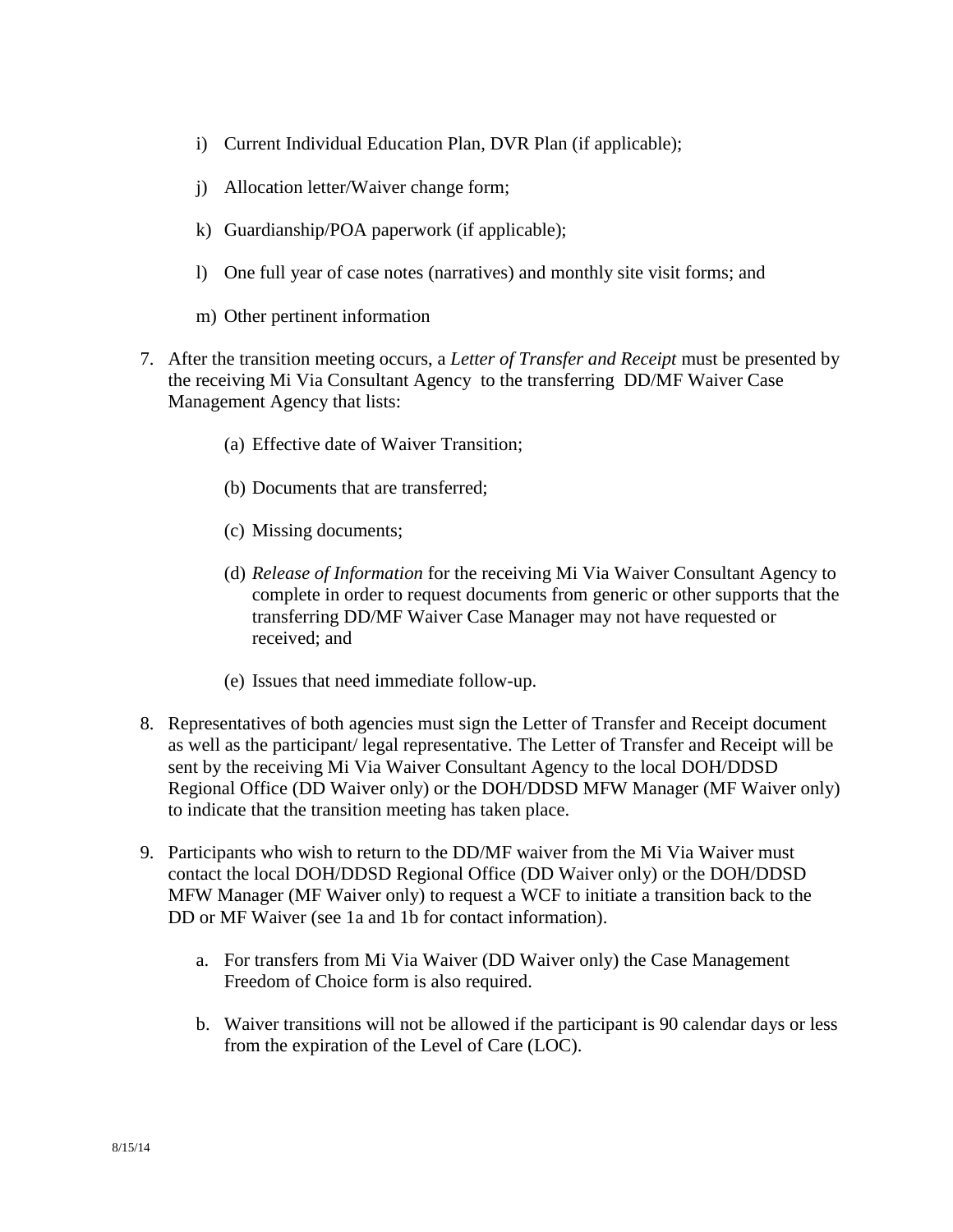i) Current Individual Education Plan, DVR Plan (if applicable);

j) Allocation letter/Waiver change form;

k) Guardianship/POA paperwork (if applicable);

l) One full year of case notes (narratives) and monthly site visit forms; and

m) Other pertinent information

7. After the transition meeting occurs, a *Letter of Transfer and Receipt* must be presented by the receiving Mi Via Consultant Agency to the transferring DD/MF Waiver Case Management Agency that lists:

   (a) Effective date of Waiver Transition;

   (b) Documents that are transferred;

   (c) Missing documents;

   (d) *Release of Information* for the receiving Mi Via Waiver Consultant Agency to complete in order to request documents from generic or other supports that the transferring DD/MF Waiver Case Manager may not have requested or received; and

   (e) Issues that need immediate follow-up.

8. Representatives of both agencies must sign the Letter of Transfer and Receipt document as well as the participant/ legal representative. The Letter of Transfer and Receipt will be sent by the receiving Mi Via Waiver Consultant Agency to the local DOH/DDSD Regional Office (DD Waiver only) or the DOH/DDSD MFW Manager (MF Waiver only) to indicate that the transition meeting has taken place.

9. Participants who wish to return to the DD/MF waiver from the Mi Via Waiver must contact the local DOH/DDSD Regional Office (DD Waiver only) or the DOH/DDSD MFW Manager (MF Waiver only) to request a WCF to initiate a transition back to the DD or MF Waiver (see 1a and 1b for contact information).

   a. For transfers from Mi Via Waiver (DD Waiver only) the Case Management Freedom of Choice form is also required.

   b. Waiver transitions will not be allowed if the participant is 90 calendar days or less from the expiration of the Level of Care (LOC).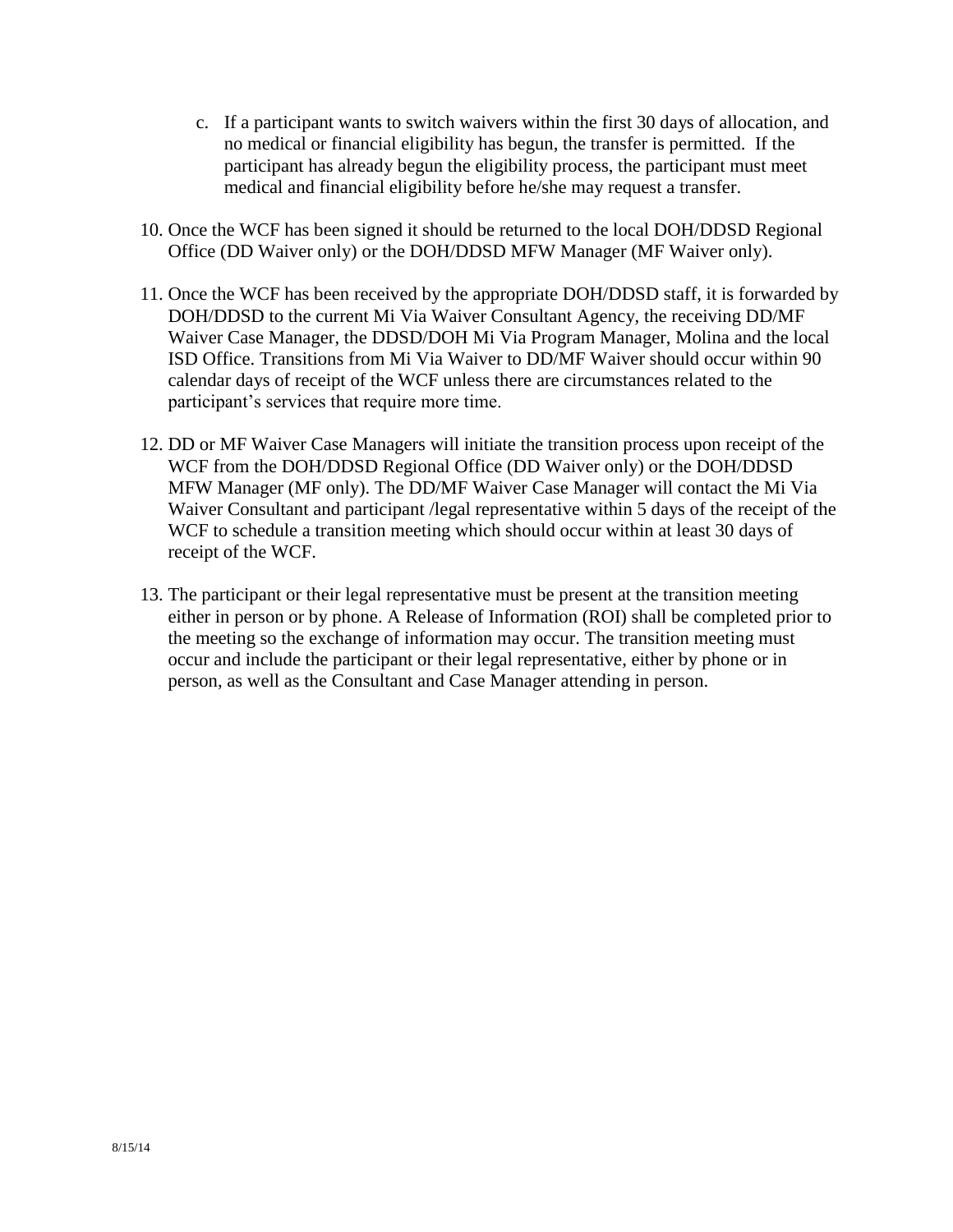c. If a participant wants to switch waivers within the first 30 days of allocation, and no medical or financial eligibility has begun, the transfer is permitted. If the participant has already begun the eligibility process, the participant must meet medical and financial eligibility before he/she may request a transfer.

10. Once the WCF has been signed it should be returned to the local DOH/DDSD Regional Office (DD Waiver only) or the DOH/DDSD MFW Manager (MF Waiver only).

11. Once the WCF has been received by the appropriate DOH/DDSD staff, it is forwarded by DOH/DDSD to the current Mi Via Waiver Consultant Agency, the receiving DD/MF Waiver Case Manager, the DDSD/DOH Mi Via Program Manager, Molina and the local ISD Office. Transitions from Mi Via Waiver to DD/MF Waiver should occur within 90 calendar days of receipt of the WCF unless there are circumstances related to the participant's services that require more time.

12. DD or MF Waiver Case Managers will initiate the transition process upon receipt of the WCF from the DOH/DDSD Regional Office (DD Waiver only) or the DOH/DDSD MFW Manager (MF only). The DD/MF Waiver Case Manager will contact the Mi Via Waiver Consultant and participant /legal representative within 5 days of the receipt of the WCF to schedule a transition meeting which should occur within at least 30 days of receipt of the WCF.

13. The participant or their legal representative must be present at the transition meeting either in person or by phone. A Release of Information (ROI) shall be completed prior to the meeting so the exchange of information may occur. The transition meeting must occur and include the participant or their legal representative, either by phone or in person, as well as the Consultant and Case Manager attending in person.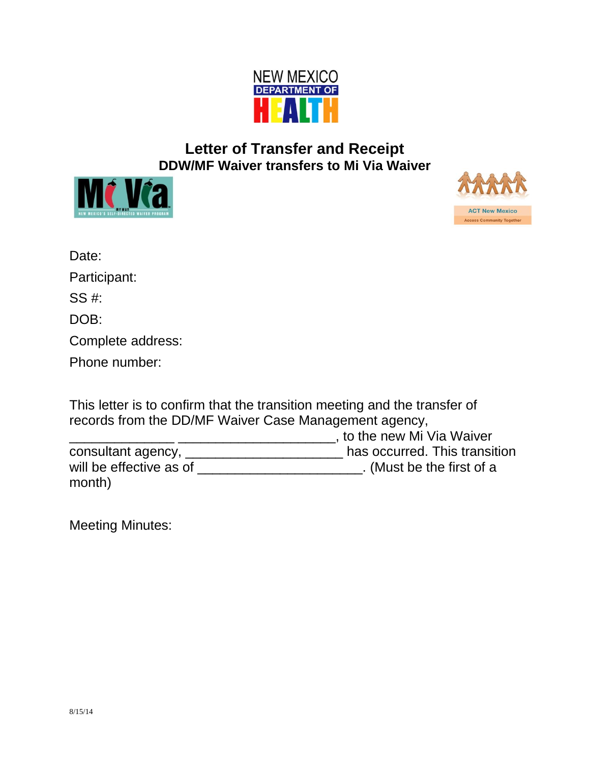NEW MEXICO
DEPARTMENT OF
HEALTH

# Letter of Transfer and Receipt

## DDW/MF Waiver transfers to Mi Via Waiver

Date:

Participant:

SS #:

DOB:

Complete address:

Phone number:

This letter is to confirm that the transition meeting and the transfer of records from the DD/MF Waiver Case Management agency, ______________ _____________________, to the new Mi Via Waiver consultant agency, _____________________ has occurred. This transition will be effective as of ______________________. (Must be the first of a month)

Meeting Minutes:

8/15/14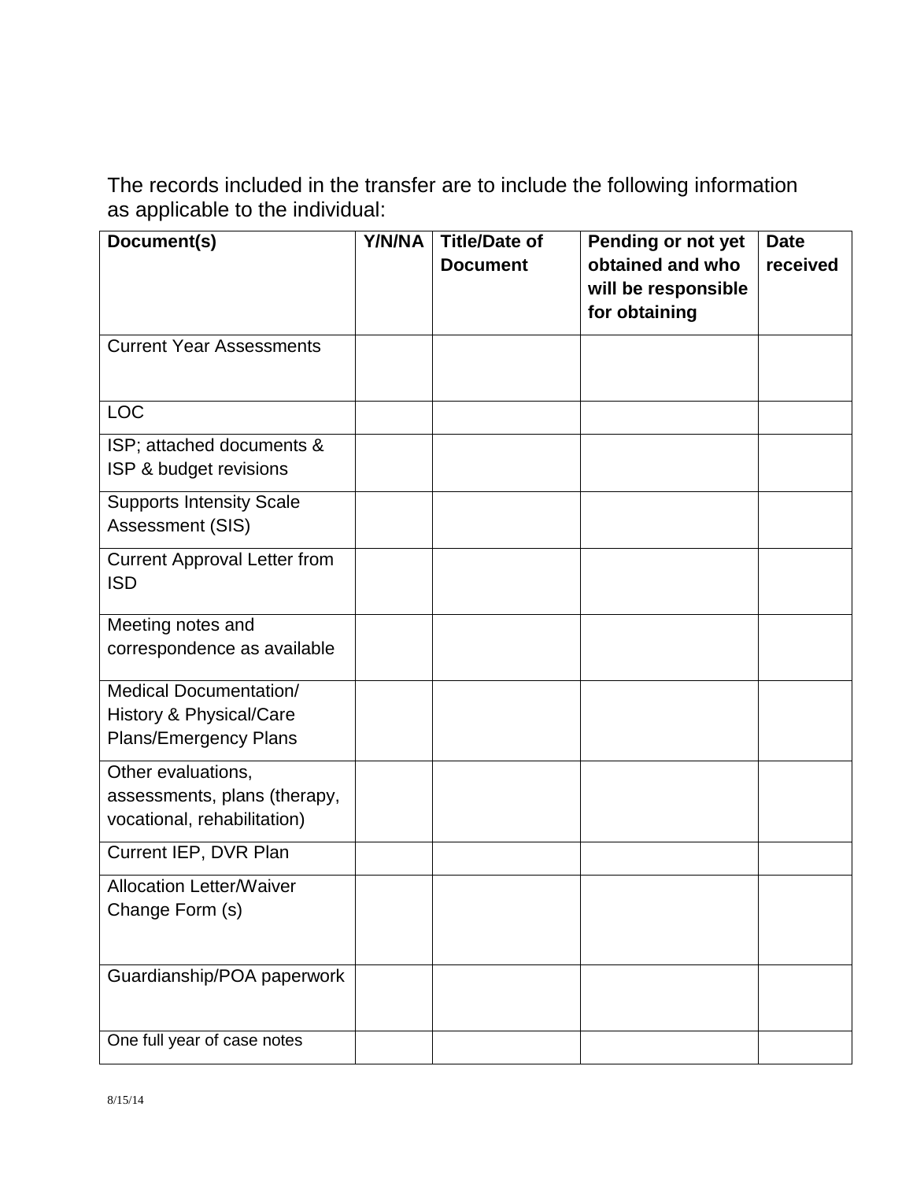The records included in the transfer are to include the following information as applicable to the individual:

| Document(s) | Y/N/NA | Title/Date of Document | Pending or not yet obtained and who will be responsible for obtaining | Date received |
|---|---|---|---|---|
| Current Year Assessments | | | | |
| LOC | | | | |
| ISP; attached documents & ISP & budget revisions | | | | |
| Supports Intensity Scale Assessment (SIS) | | | | |
| Current Approval Letter from ISD | | | | |
| Meeting notes and correspondence as available | | | | |
| Medical Documentation/ History & Physical/Care Plans/Emergency Plans | | | | |
| Other evaluations, assessments, plans (therapy, vocational, rehabilitation) | | | | |
| Current IEP, DVR Plan | | | | |
| Allocation Letter/Waiver Change Form (s) | | | | |
| Guardianship/POA paperwork | | | | |
| One full year of case notes | | | | |

8/15/14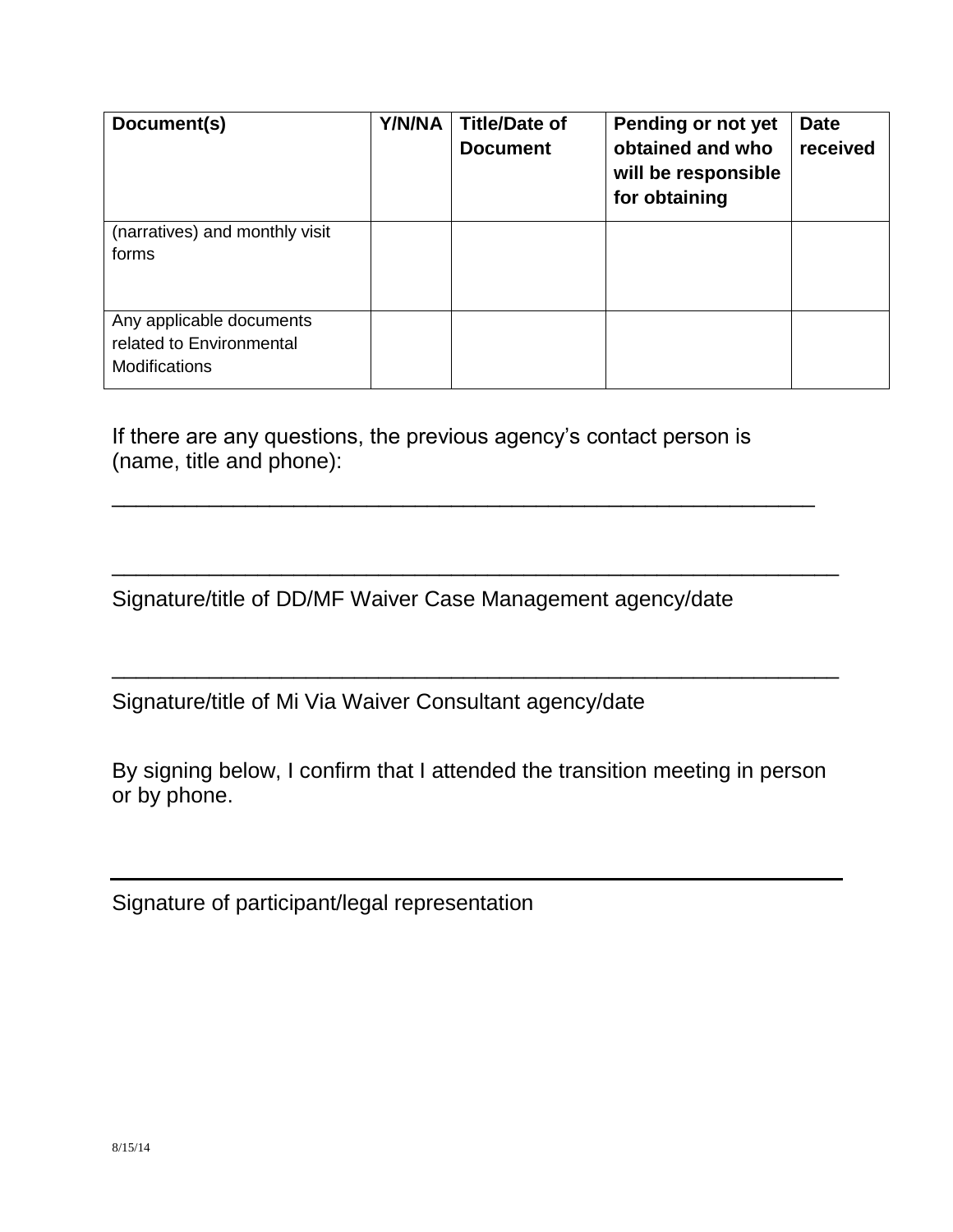| Document(s) | Y/N/NA | Title/Date of Document | Pending or not yet obtained and who will be responsible for obtaining | Date received |
|---|---|---|---|---|
| (narratives) and monthly visit forms | | | | |
| Any applicable documents related to Environmental Modifications | | | | |

If there are any questions, the previous agency's contact person is (name, title and phone):

______________________________________________________________

______________________________________________________________

Signature/title of DD/MF Waiver Case Management agency/date

______________________________________________________________

Signature/title of Mi Via Waiver Consultant agency/date

By signing below, I confirm that I attended the transition meeting in person or by phone.

______________________________________________________________

Signature of participant/legal representation

8/15/14